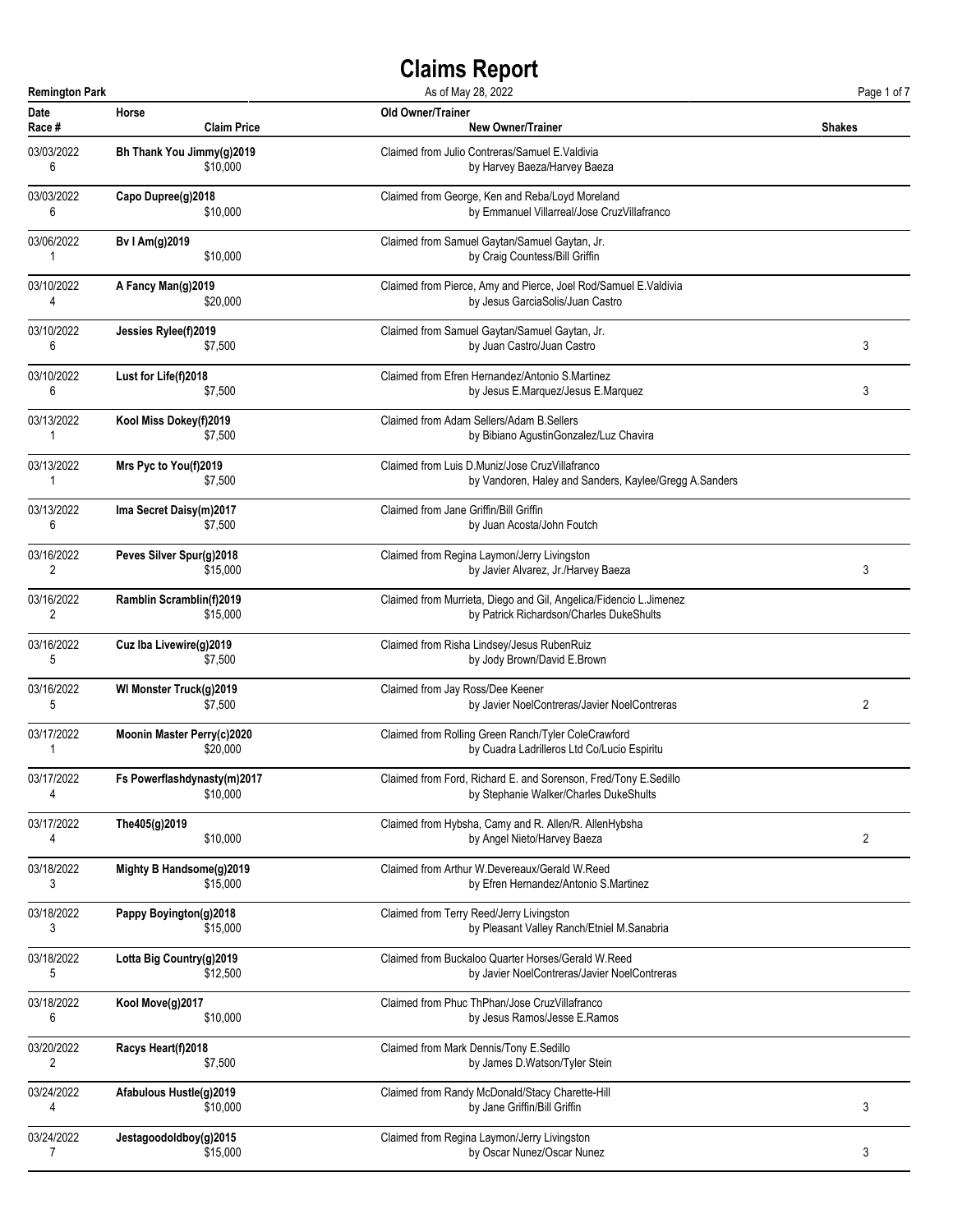# Claims Report

**Remington Park** — As of May 28, 2022

| Date | Race # | Horse | Claim Price | Old Owner/Trainer | New Owner/Trainer | Shakes |
|---|---|---|---|---|---|---|
| 03/03/2022 | 6 | **Bh Thank You Jimmy(g)2019** | $10,000 | Claimed from Julio Contreras/Samuel E.Valdivia | by Harvey Baeza/Harvey Baeza | |
| 03/03/2022 | 6 | **Capo Dupree(g)2018** | $10,000 | Claimed from George, Ken and Reba/Loyd Moreland | by Emmanuel Villarreal/Jose CruzVillafranco | |
| 03/06/2022 | 1 | **Bv I Am(g)2019** | $10,000 | Claimed from Samuel Gaytan/Samuel Gaytan, Jr. | by Craig Countess/Bill Griffin | |
| 03/10/2022 | 4 | **A Fancy Man(g)2019** | $20,000 | Claimed from Pierce, Amy and Pierce, Joel Rod/Samuel E.Valdivia | by Jesus GarciaSolis/Juan Castro | |
| 03/10/2022 | 6 | **Jessies Rylee(f)2019** | $7,500 | Claimed from Samuel Gaytan/Samuel Gaytan, Jr. | by Juan Castro/Juan Castro | 3 |
| 03/10/2022 | 6 | **Lust for Life(f)2018** | $7,500 | Claimed from Efren Hernandez/Antonio S.Martinez | by Jesus E.Marquez/Jesus E.Marquez | 3 |
| 03/13/2022 | 1 | **Kool Miss Dokey(f)2019** | $7,500 | Claimed from Adam Sellers/Adam B.Sellers | by Bibiano AgustinGonzalez/Luz Chavira | |
| 03/13/2022 | 1 | **Mrs Pyc to You(f)2019** | $7,500 | Claimed from Luis D.Muniz/Jose CruzVillafranco | by Vandoren, Haley and Sanders, Kaylee/Gregg A.Sanders | |
| 03/13/2022 | 6 | **Ima Secret Daisy(m)2017** | $7,500 | Claimed from Jane Griffin/Bill Griffin | by Juan Acosta/John Foutch | |
| 03/16/2022 | 2 | **Peves Silver Spur(g)2018** | $15,000 | Claimed from Regina Laymon/Jerry Livingston | by Javier Alvarez, Jr./Harvey Baeza | 3 |
| 03/16/2022 | 2 | **Ramblin Scramblin(f)2019** | $15,000 | Claimed from Murrieta, Diego and Gil, Angelica/Fidencio L.Jimenez | by Patrick Richardson/Charles DukeShults | |
| 03/16/2022 | 5 | **Cuz Iba Livewire(g)2019** | $7,500 | Claimed from Risha Lindsey/Jesus RubenRuiz | by Jody Brown/David E.Brown | |
| 03/16/2022 | 5 | **Wl Monster Truck(g)2019** | $7,500 | Claimed from Jay Ross/Dee Keener | by Javier NoelContreras/Javier NoelContreras | 2 |
| 03/17/2022 | 1 | **Moonin Master Perry(c)2020** | $20,000 | Claimed from Rolling Green Ranch/Tyler ColeCrawford | by Cuadra Ladrilleros Ltd Co/Lucio Espiritu | |
| 03/17/2022 | 4 | **Fs Powerflashdynasty(m)2017** | $10,000 | Claimed from Ford, Richard E. and Sorenson, Fred/Tony E.Sedillo | by Stephanie Walker/Charles DukeShults | |
| 03/17/2022 | 4 | **The405(g)2019** | $10,000 | Claimed from Hybsha, Camy and R. Allen/R. AllenHybsha | by Angel Nieto/Harvey Baeza | 2 |
| 03/18/2022 | 3 | **Mighty B Handsome(g)2019** | $15,000 | Claimed from Arthur W.Devereaux/Gerald W.Reed | by Efren Hernandez/Antonio S.Martinez | |
| 03/18/2022 | 3 | **Pappy Boyington(g)2018** | $15,000 | Claimed from Terry Reed/Jerry Livingston | by Pleasant Valley Ranch/Etniel M.Sanabria | |
| 03/18/2022 | 5 | **Lotta Big Country(g)2019** | $12,500 | Claimed from Buckaloo Quarter Horses/Gerald W.Reed | by Javier NoelContreras/Javier NoelContreras | |
| 03/18/2022 | 6 | **Kool Move(g)2017** | $10,000 | Claimed from Phuc ThPhan/Jose CruzVillafranco | by Jesus Ramos/Jesse E.Ramos | |
| 03/20/2022 | 2 | **Racys Heart(f)2018** | $7,500 | Claimed from Mark Dennis/Tony E.Sedillo | by James D.Watson/Tyler Stein | |
| 03/24/2022 | 4 | **Afabulous Hustle(g)2019** | $10,000 | Claimed from Randy McDonald/Stacy Charette-Hill | by Jane Griffin/Bill Griffin | 3 |
| 03/24/2022 | 7 | **Jestagoodoldboy(g)2015** | $15,000 | Claimed from Regina Laymon/Jerry Livingston | by Oscar Nunez/Oscar Nunez | 3 |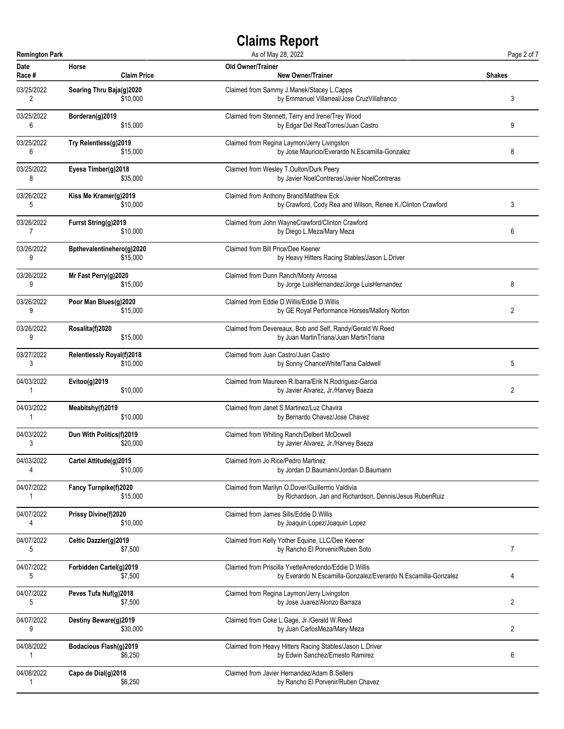# Claims Report

**Remington Park** — As of May 28, 2022

| Date<br>Race # | Horse<br>Claim Price | Old Owner/Trainer<br>New Owner/Trainer | Shakes |
|---|---|---|---|
| 03/25/2022<br>2 | **Soaring Thru Baja(g)2020**<br>$10,000 | Claimed from Sammy J.Manek/Stacey L.Capps<br>by Emmanuel Villarreal/Jose CruzVillafranco | 3 |
| 03/25/2022<br>6 | **Borderan(g)2019**<br>$15,000 | Claimed from Stennett, Terry and Irene/Trey Wood<br>by Edgar Del RealTorres/Juan Castro | 9 |
| 03/25/2022<br>6 | **Try Relentless(g)2019**<br>$15,000 | Claimed from Regina Laymon/Jerry Livingston<br>by Jose Mauricio/Everardo N.Escamilla-Gonzalez | 8 |
| 03/25/2022<br>8 | **Eyesa Timber(g)2018**<br>$35,000 | Claimed from Wesley T.Oulton/Durk Peery<br>by Javier NoelContreras/Javier NoelContreras | |
| 03/26/2022<br>5 | **Kiss Me Kramer(g)2019**<br>$10,000 | Claimed from Anthony Brand/Matthew Eck<br>by Crawford, Cody Rea and Wilson, Renee K./Clinton Crawford | 3 |
| 03/26/2022<br>7 | **Furrst String(g)2019**<br>$10,000 | Claimed from John WayneCrawford/Clinton Crawford<br>by Diego L.Meza/Mary Meza | 6 |
| 03/26/2022<br>9 | **Bpthevalentinehero(g)2020**<br>$15,000 | Claimed from Bill Price/Dee Keener<br>by Heavy Hitters Racing Stables/Jason L.Driver | |
| 03/26/2022<br>9 | **Mr Fast Perry(g)2020**<br>$15,000 | Claimed from Dunn Ranch/Monty Arrossa<br>by Jorge LuisHernandez/Jorge LuisHernandez | 8 |
| 03/26/2022<br>9 | **Poor Man Blues(g)2020**<br>$15,000 | Claimed from Eddie D.Willis/Eddie D.Willis<br>by GE Royal Performance Horses/Mallory Norton | 2 |
| 03/26/2022<br>9 | **Rosalita(f)2020**<br>$15,000 | Claimed from Devereaux, Bob and Self, Randy/Gerald W.Reed<br>by Juan MartinTriana/Juan MartinTriana | |
| 03/27/2022<br>3 | **Relentlessly Royal(f)2018**<br>$10,000 | Claimed from Juan Castro/Juan Castro<br>by Sonny ChanceWhite/Tana Caldwell | 5 |
| 04/03/2022<br>1 | **Evitoo(g)2019**<br>$10,000 | Claimed from Maureen R.Ibarra/Erik N.Rodriguez-Garcia<br>by Javier Alvarez, Jr./Harvey Baeza | 2 |
| 04/03/2022<br>1 | **Meabitshy(f)2019**<br>$10,000 | Claimed from Janet S.Martinez/Luz Chavira<br>by Bernardo Chavez/Jose Chavez | |
| 04/03/2022<br>3 | **Dun With Politics(f)2019**<br>$20,000 | Claimed from Whiting Ranch/Delbert McDowell<br>by Javier Alvarez, Jr./Harvey Baeza | |
| 04/03/2022<br>4 | **Cartel Attitude(g)2015**<br>$10,000 | Claimed from Jo Rice/Pedro Martinez<br>by Jordan D.Baumann/Jordan D.Baumann | |
| 04/07/2022<br>1 | **Fancy Turnpike(f)2020**<br>$15,000 | Claimed from Marilyn O.Dover/Guillermo Valdivia<br>by Richardson, Jan and Richardson, Dennis/Jesus RubenRuiz | |
| 04/07/2022<br>4 | **Prissy Divine(f)2020**<br>$10,000 | Claimed from James Sills/Eddie D.Willis<br>by Joaquin Lopez/Joaquin Lopez | |
| 04/07/2022<br>5 | **Celtic Dazzler(g)2019**<br>$7,500 | Claimed from Kelly Yother Equine, LLC/Dee Keener<br>by Rancho El Porvenir/Ruben Soto | 7 |
| 04/07/2022<br>5 | **Forbidden Cartel(g)2019**<br>$7,500 | Claimed from Priscilla YvetteArredondo/Eddie D.Willis<br>by Everardo N.Escamilla-Gonzalez/Everardo N.Escamilla-Gonzalez | 4 |
| 04/07/2022<br>5 | **Peves Tufa Nuf(g)2018**<br>$7,500 | Claimed from Regina Laymon/Jerry Livingston<br>by Jose Juarez/Alonzo Barraza | 2 |
| 04/07/2022<br>9 | **Destiny Beware(g)2019**<br>$30,000 | Claimed from Coke L.Gage, Jr./Gerald W.Reed<br>by Juan CarlosMeza/Mary Meza | 2 |
| 04/08/2022<br>1 | **Bodacious Flash(g)2019**<br>$6,250 | Claimed from Heavy Hitters Racing Stables/Jason L.Driver<br>by Edwin Sanchez/Ernesto Ramirez | 6 |
| 04/08/2022<br>1 | **Capo de Dial(g)2018**<br>$6,250 | Claimed from Javier Hernandez/Adam B.Sellers<br>by Rancho El Porvenir/Ruben Chavez | |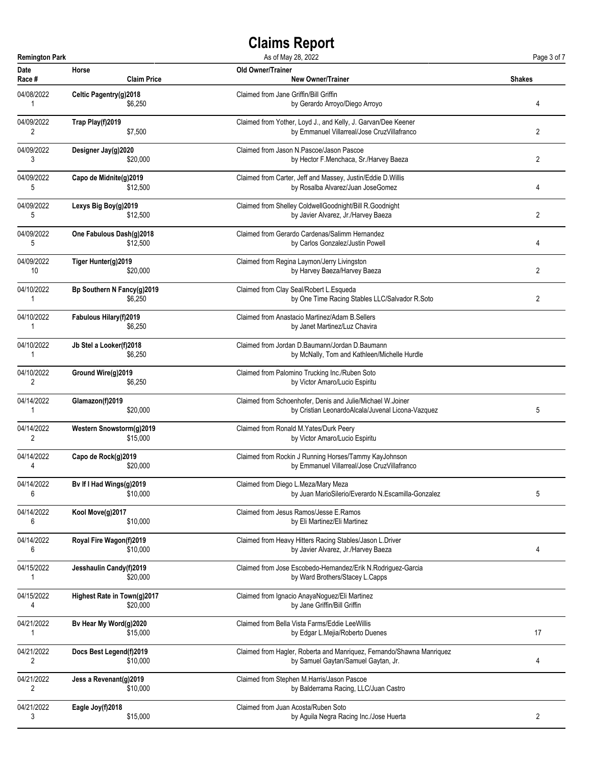# Claims Report

Remington Park — As of May 28, 2022

| Date / Race # | Horse / Claim Price | Old Owner/Trainer / New Owner/Trainer | Shakes |
|---|---|---|---|
| 04/08/2022 / 1 | **Celtic Pagentry(g)2018** / $6,250 | Claimed from Jane Griffin/Bill Griffin / by Gerardo Arroyo/Diego Arroyo | 4 |
| 04/09/2022 / 2 | **Trap Play(f)2019** / $7,500 | Claimed from Yother, Loyd J., and Kelly, J. Garvan/Dee Keener / by Emmanuel Villarreal/Jose CruzVillafranco | 2 |
| 04/09/2022 / 3 | **Designer Jay(g)2020** / $20,000 | Claimed from Jason N.Pascoe/Jason Pascoe / by Hector F.Menchaca, Sr./Harvey Baeza | 2 |
| 04/09/2022 / 5 | **Capo de Midnite(g)2019** / $12,500 | Claimed from Carter, Jeff and Massey, Justin/Eddie D.Willis / by Rosalba Alvarez/Juan JoseGomez | 4 |
| 04/09/2022 / 5 | **Lexys Big Boy(g)2019** / $12,500 | Claimed from Shelley ColdwellGoodnight/Bill R.Goodnight / by Javier Alvarez, Jr./Harvey Baeza | 2 |
| 04/09/2022 / 5 | **One Fabulous Dash(g)2018** / $12,500 | Claimed from Gerardo Cardenas/Salimm Hernandez / by Carlos Gonzalez/Justin Powell | 4 |
| 04/09/2022 / 10 | **Tiger Hunter(g)2019** / $20,000 | Claimed from Regina Laymon/Jerry Livingston / by Harvey Baeza/Harvey Baeza | 2 |
| 04/10/2022 / 1 | **Bp Southern N Fancy(g)2019** / $6,250 | Claimed from Clay Seal/Robert L.Esqueda / by One Time Racing Stables LLC/Salvador R.Soto | 2 |
| 04/10/2022 / 1 | **Fabulous Hilary(f)2019** / $6,250 | Claimed from Anastacio Martinez/Adam B.Sellers / by Janet Martinez/Luz Chavira | |
| 04/10/2022 / 1 | **Jb Stel a Looker(f)2018** / $6,250 | Claimed from Jordan D.Baumann/Jordan D.Baumann / by McNally, Tom and Kathleen/Michelle Hurdle | |
| 04/10/2022 / 2 | **Ground Wire(g)2019** / $6,250 | Claimed from Palomino Trucking Inc./Ruben Soto / by Victor Amaro/Lucio Espiritu | |
| 04/14/2022 / 1 | **Glamazon(f)2019** / $20,000 | Claimed from Schoenhofer, Denis and Julie/Michael W.Joiner / by Cristian LeonardoAlcala/Juvenal Licona-Vazquez | 5 |
| 04/14/2022 / 2 | **Western Snowstorm(g)2019** / $15,000 | Claimed from Ronald M.Yates/Durk Peery / by Victor Amaro/Lucio Espiritu | |
| 04/14/2022 / 4 | **Capo de Rock(g)2019** / $20,000 | Claimed from Rockin J Running Horses/Tammy KayJohnson / by Emmanuel Villarreal/Jose CruzVillafranco | |
| 04/14/2022 / 6 | **Bv If I Had Wings(g)2019** / $10,000 | Claimed from Diego L.Meza/Mary Meza / by Juan MarioSilerio/Everardo N.Escamilla-Gonzalez | 5 |
| 04/14/2022 / 6 | **Kool Move(g)2017** / $10,000 | Claimed from Jesus Ramos/Jesse E.Ramos / by Eli Martinez/Eli Martinez | |
| 04/14/2022 / 6 | **Royal Fire Wagon(f)2019** / $10,000 | Claimed from Heavy Hitters Racing Stables/Jason L.Driver / by Javier Alvarez, Jr./Harvey Baeza | 4 |
| 04/15/2022 / 1 | **Jesshaulin Candy(f)2019** / $20,000 | Claimed from Jose Escobedo-Hernandez/Erik N.Rodriguez-Garcia / by Ward Brothers/Stacey L.Capps | |
| 04/15/2022 / 4 | **Highest Rate in Town(g)2017** / $20,000 | Claimed from Ignacio AnayaNoguez/Eli Martinez / by Jane Griffin/Bill Griffin | |
| 04/21/2022 / 1 | **Bv Hear My Word(g)2020** / $15,000 | Claimed from Bella Vista Farms/Eddie LeeWillis / by Edgar L.Mejia/Roberto Duenes | 17 |
| 04/21/2022 / 2 | **Docs Best Legend(f)2019** / $10,000 | Claimed from Hagler, Roberta and Manriquez, Fernando/Shawna Manriquez / by Samuel Gaytan/Samuel Gaytan, Jr. | 4 |
| 04/21/2022 / 2 | **Jess a Revenant(g)2019** / $10,000 | Claimed from Stephen M.Harris/Jason Pascoe / by Balderrama Racing, LLC/Juan Castro | |
| 04/21/2022 / 3 | **Eagle Joy(f)2018** / $15,000 | Claimed from Juan Acosta/Ruben Soto / by Aguila Negra Racing Inc./Jose Huerta | 2 |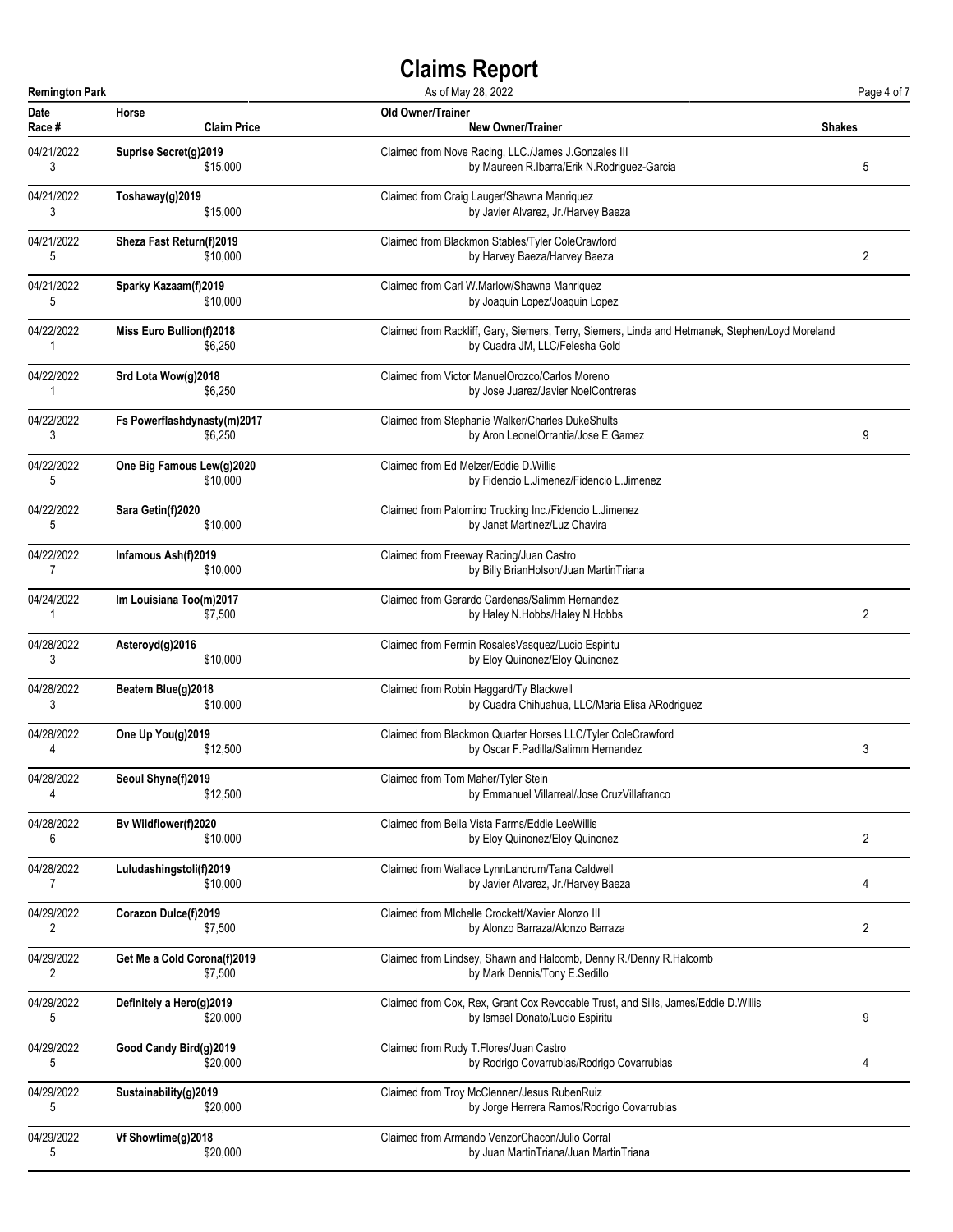# Claims Report

**Remington Park** — As of May 28, 2022

| Date / Race # | Horse / Claim Price | Old Owner/Trainer / New Owner/Trainer | Shakes |
|---|---|---|---|
| 04/21/2022<br>3 | **Suprise Secret(g)2019**<br>$15,000 | Claimed from Nove Racing, LLC./James J.Gonzales III<br>by Maureen R.Ibarra/Erik N.Rodriguez-Garcia | 5 |
| 04/21/2022<br>3 | **Toshaway(g)2019**<br>$15,000 | Claimed from Craig Lauger/Shawna Manriquez<br>by Javier Alvarez, Jr./Harvey Baeza | |
| 04/21/2022<br>5 | **Sheza Fast Return(f)2019**<br>$10,000 | Claimed from Blackmon Stables/Tyler ColeCrawford<br>by Harvey Baeza/Harvey Baeza | 2 |
| 04/21/2022<br>5 | **Sparky Kazaam(f)2019**<br>$10,000 | Claimed from Carl W.Marlow/Shawna Manriquez<br>by Joaquin Lopez/Joaquin Lopez | |
| 04/22/2022<br>1 | **Miss Euro Bullion(f)2018**<br>$6,250 | Claimed from Rackliff, Gary, Siemers, Terry, Siemers, Linda and Hetmanek, Stephen/Loyd Moreland<br>by Cuadra JM, LLC/Felesha Gold | |
| 04/22/2022<br>1 | **Srd Lota Wow(g)2018**<br>$6,250 | Claimed from Victor ManuelOrozco/Carlos Moreno<br>by Jose Juarez/Javier NoelContreras | |
| 04/22/2022<br>3 | **Fs Powerflashdynasty(m)2017**<br>$6,250 | Claimed from Stephanie Walker/Charles DukeShults<br>by Aron LeonelOrrantia/Jose E.Gamez | 9 |
| 04/22/2022<br>5 | **One Big Famous Lew(g)2020**<br>$10,000 | Claimed from Ed Melzer/Eddie D.Willis<br>by Fidencio L.Jimenez/Fidencio L.Jimenez | |
| 04/22/2022<br>5 | **Sara Getin(f)2020**<br>$10,000 | Claimed from Palomino Trucking Inc./Fidencio L.Jimenez<br>by Janet Martinez/Luz Chavira | |
| 04/22/2022<br>7 | **Infamous Ash(f)2019**<br>$10,000 | Claimed from Freeway Racing/Juan Castro<br>by Billy BrianHolson/Juan MartinTriana | |
| 04/24/2022<br>1 | **Im Louisiana Too(m)2017**<br>$7,500 | Claimed from Gerardo Cardenas/Salimm Hernandez<br>by Haley N.Hobbs/Haley N.Hobbs | 2 |
| 04/28/2022<br>3 | **Asteroyd(g)2016**<br>$10,000 | Claimed from Fermin RosalesVasquez/Lucio Espiritu<br>by Eloy Quinonez/Eloy Quinonez | |
| 04/28/2022<br>3 | **Beatem Blue(g)2018**<br>$10,000 | Claimed from Robin Haggard/Ty Blackwell<br>by Cuadra Chihuahua, LLC/Maria Elisa ARodriguez | |
| 04/28/2022<br>4 | **One Up You(g)2019**<br>$12,500 | Claimed from Blackmon Quarter Horses LLC/Tyler ColeCrawford<br>by Oscar F.Padilla/Salimm Hernandez | 3 |
| 04/28/2022<br>4 | **Seoul Shyne(f)2019**<br>$12,500 | Claimed from Tom Maher/Tyler Stein<br>by Emmanuel Villarreal/Jose CruzVillafranco | |
| 04/28/2022<br>6 | **Bv Wildflower(f)2020**<br>$10,000 | Claimed from Bella Vista Farms/Eddie LeeWillis<br>by Eloy Quinonez/Eloy Quinonez | 2 |
| 04/28/2022<br>7 | **Luludashingstoli(f)2019**<br>$10,000 | Claimed from Wallace LynnLandrum/Tana Caldwell<br>by Javier Alvarez, Jr./Harvey Baeza | 4 |
| 04/29/2022<br>2 | **Corazon Dulce(f)2019**<br>$7,500 | Claimed from MIchelle Crockett/Xavier Alonzo III<br>by Alonzo Barraza/Alonzo Barraza | 2 |
| 04/29/2022<br>2 | **Get Me a Cold Corona(f)2019**<br>$7,500 | Claimed from Lindsey, Shawn and Halcomb, Denny R./Denny R.Halcomb<br>by Mark Dennis/Tony E.Sedillo | |
| 04/29/2022<br>5 | **Definitely a Hero(g)2019**<br>$20,000 | Claimed from Cox, Rex, Grant Cox Revocable Trust, and Sills, James/Eddie D.Willis<br>by Ismael Donato/Lucio Espiritu | 9 |
| 04/29/2022<br>5 | **Good Candy Bird(g)2019**<br>$20,000 | Claimed from Rudy T.Flores/Juan Castro<br>by Rodrigo Covarrubias/Rodrigo Covarrubias | 4 |
| 04/29/2022<br>5 | **Sustainability(g)2019**<br>$20,000 | Claimed from Troy McClennen/Jesus RubenRuiz<br>by Jorge Herrera Ramos/Rodrigo Covarrubias | |
| 04/29/2022<br>5 | **Vf Showtime(g)2018**<br>$20,000 | Claimed from Armando VenzorChacon/Julio Corral<br>by Juan MartinTriana/Juan MartinTriana | |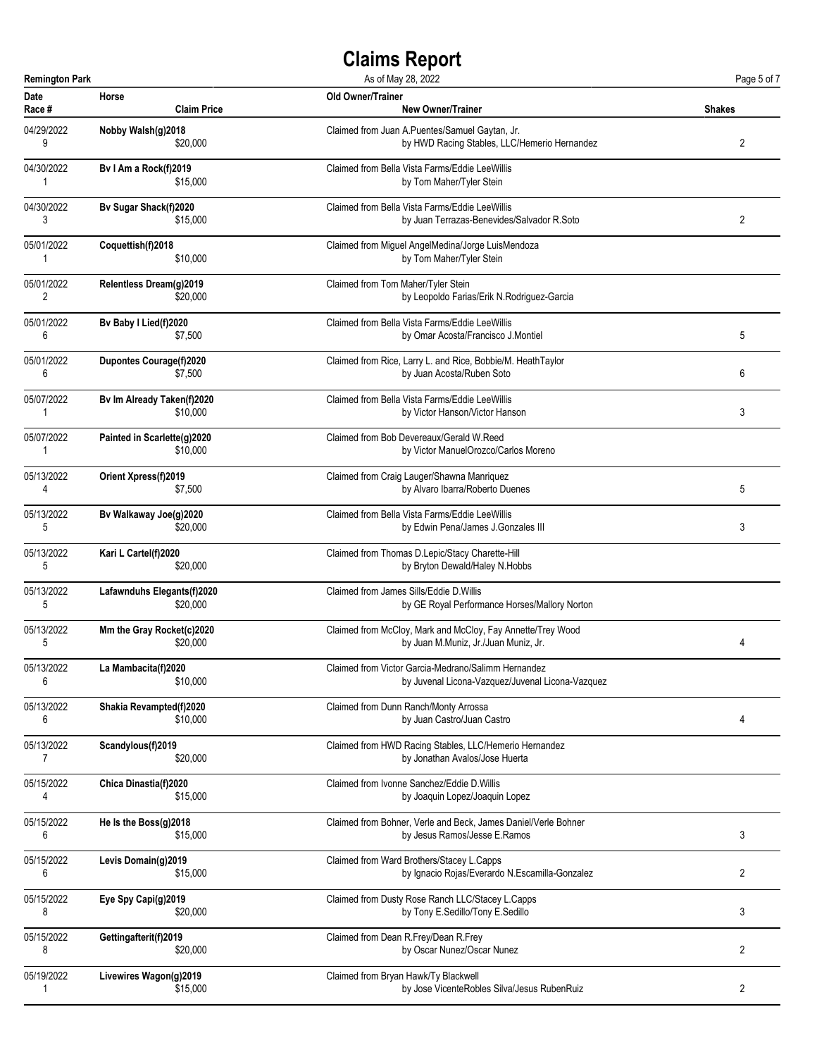# Claims Report

Remington Park — As of May 28, 2022

| Date<br>Race # | Horse<br>Claim Price | Old Owner/Trainer<br>New Owner/Trainer | Shakes |
|---|---|---|---|
| 04/29/2022<br>9 | **Nobby Walsh(g)2018**<br>$20,000 | Claimed from Juan A.Puentes/Samuel Gaytan, Jr.<br>by HWD Racing Stables, LLC/Hemerio Hernandez | 2 |
| 04/30/2022<br>1 | **Bv I Am a Rock(f)2019**<br>$15,000 | Claimed from Bella Vista Farms/Eddie LeeWillis<br>by Tom Maher/Tyler Stein | |
| 04/30/2022<br>3 | **Bv Sugar Shack(f)2020**<br>$15,000 | Claimed from Bella Vista Farms/Eddie LeeWillis<br>by Juan Terrazas-Benevides/Salvador R.Soto | 2 |
| 05/01/2022<br>1 | **Coquettish(f)2018**<br>$10,000 | Claimed from Miguel AngelMedina/Jorge LuisMendoza<br>by Tom Maher/Tyler Stein | |
| 05/01/2022<br>2 | **Relentless Dream(g)2019**<br>$20,000 | Claimed from Tom Maher/Tyler Stein<br>by Leopoldo Farias/Erik N.Rodriguez-Garcia | |
| 05/01/2022<br>6 | **Bv Baby I Lied(f)2020**<br>$7,500 | Claimed from Bella Vista Farms/Eddie LeeWillis<br>by Omar Acosta/Francisco J.Montiel | 5 |
| 05/01/2022<br>6 | **Dupontes Courage(f)2020**<br>$7,500 | Claimed from Rice, Larry L. and Rice, Bobbie/M. HeathTaylor<br>by Juan Acosta/Ruben Soto | 6 |
| 05/07/2022<br>1 | **Bv Im Already Taken(f)2020**<br>$10,000 | Claimed from Bella Vista Farms/Eddie LeeWillis<br>by Victor Hanson/Victor Hanson | 3 |
| 05/07/2022<br>1 | **Painted in Scarlette(g)2020**<br>$10,000 | Claimed from Bob Devereaux/Gerald W.Reed<br>by Victor ManuelOrozco/Carlos Moreno | |
| 05/13/2022<br>4 | **Orient Xpress(f)2019**<br>$7,500 | Claimed from Craig Lauger/Shawna Manriquez<br>by Alvaro Ibarra/Roberto Duenes | 5 |
| 05/13/2022<br>5 | **Bv Walkaway Joe(g)2020**<br>$20,000 | Claimed from Bella Vista Farms/Eddie LeeWillis<br>by Edwin Pena/James J.Gonzales III | 3 |
| 05/13/2022<br>5 | **Kari L Cartel(f)2020**<br>$20,000 | Claimed from Thomas D.Lepic/Stacy Charette-Hill<br>by Bryton Dewald/Haley N.Hobbs | |
| 05/13/2022<br>5 | **Lafawnduhs Elegants(f)2020**<br>$20,000 | Claimed from James Sills/Eddie D.Willis<br>by GE Royal Performance Horses/Mallory Norton | |
| 05/13/2022<br>5 | **Mm the Gray Rocket(c)2020**<br>$20,000 | Claimed from McCloy, Mark and McCloy, Fay Annette/Trey Wood<br>by Juan M.Muniz, Jr./Juan Muniz, Jr. | 4 |
| 05/13/2022<br>6 | **La Mambacita(f)2020**<br>$10,000 | Claimed from Victor Garcia-Medrano/Salimm Hernandez<br>by Juvenal Licona-Vazquez/Juvenal Licona-Vazquez | |
| 05/13/2022<br>6 | **Shakia Revampted(f)2020**<br>$10,000 | Claimed from Dunn Ranch/Monty Arrossa<br>by Juan Castro/Juan Castro | 4 |
| 05/13/2022<br>7 | **Scandylous(f)2019**<br>$20,000 | Claimed from HWD Racing Stables, LLC/Hemerio Hernandez<br>by Jonathan Avalos/Jose Huerta | |
| 05/15/2022<br>4 | **Chica Dinastia(f)2020**<br>$15,000 | Claimed from Ivonne Sanchez/Eddie D.Willis<br>by Joaquin Lopez/Joaquin Lopez | |
| 05/15/2022<br>6 | **He Is the Boss(g)2018**<br>$15,000 | Claimed from Bohner, Verle and Beck, James Daniel/Verle Bohner<br>by Jesus Ramos/Jesse E.Ramos | 3 |
| 05/15/2022<br>6 | **Levis Domain(g)2019**<br>$15,000 | Claimed from Ward Brothers/Stacey L.Capps<br>by Ignacio Rojas/Everardo N.Escamilla-Gonzalez | 2 |
| 05/15/2022<br>8 | **Eye Spy Capi(g)2019**<br>$20,000 | Claimed from Dusty Rose Ranch LLC/Stacey L.Capps<br>by Tony E.Sedillo/Tony E.Sedillo | 3 |
| 05/15/2022<br>8 | **Gettingafterit(f)2019**<br>$20,000 | Claimed from Dean R.Frey/Dean R.Frey<br>by Oscar Nunez/Oscar Nunez | 2 |
| 05/19/2022<br>1 | **Livewires Wagon(g)2019**<br>$15,000 | Claimed from Bryan Hawk/Ty Blackwell<br>by Jose VicenteRobles Silva/Jesus RubenRuiz | 2 |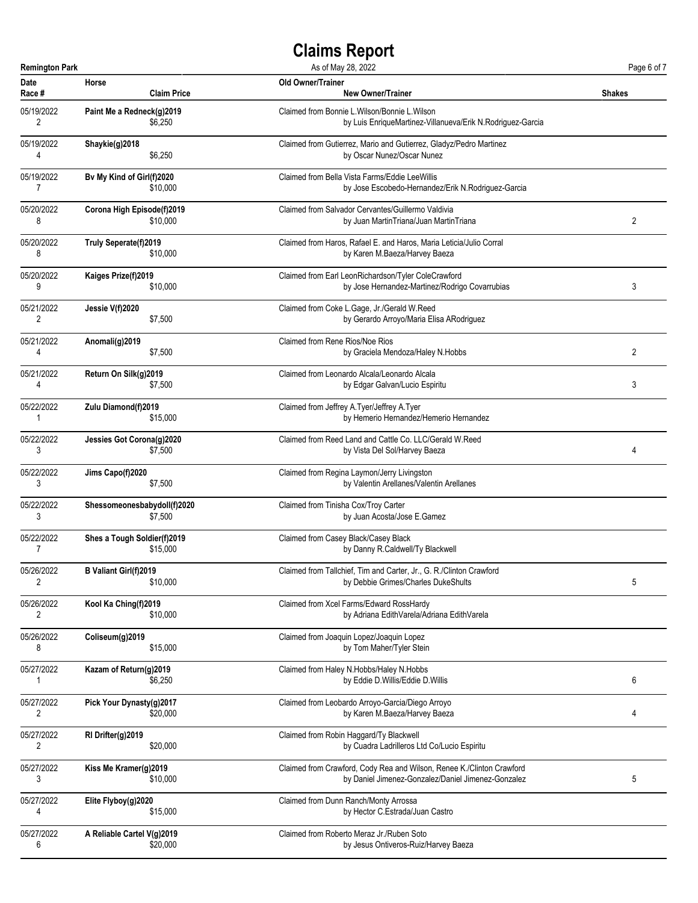# Claims Report

Remington Park — As of May 28, 2022

| Date / Race # | Horse / Claim Price | Old Owner/Trainer / New Owner/Trainer | Shakes |
|---|---|---|---|
| 05/19/2022 / 2 | **Paint Me a Redneck(g)2019** / $6,250 | Claimed from Bonnie L.Wilson/Bonnie L.Wilson / by Luis EnriqueMartinez-Villanueva/Erik N.Rodriguez-Garcia | |
| 05/19/2022 / 4 | **Shaykie(g)2018** / $6,250 | Claimed from Gutierrez, Mario and Gutierrez, Gladyz/Pedro Martinez / by Oscar Nunez/Oscar Nunez | |
| 05/19/2022 / 7 | **Bv My Kind of Girl(f)2020** / $10,000 | Claimed from Bella Vista Farms/Eddie LeeWillis / by Jose Escobedo-Hernandez/Erik N.Rodriguez-Garcia | |
| 05/20/2022 / 8 | **Corona High Episode(f)2019** / $10,000 | Claimed from Salvador Cervantes/Guillermo Valdivia / by Juan MartinTriana/Juan MartinTriana | 2 |
| 05/20/2022 / 8 | **Truly Seperate(f)2019** / $10,000 | Claimed from Haros, Rafael E. and Haros, Maria Leticia/Julio Corral / by Karen M.Baeza/Harvey Baeza | |
| 05/20/2022 / 9 | **Kaiges Prize(f)2019** / $10,000 | Claimed from Earl LeonRichardson/Tyler ColeCrawford / by Jose Hernandez-Martinez/Rodrigo Covarrubias | 3 |
| 05/21/2022 / 2 | **Jessie V(f)2020** / $7,500 | Claimed from Coke L.Gage, Jr./Gerald W.Reed / by Gerardo Arroyo/Maria Elisa ARodriguez | |
| 05/21/2022 / 4 | **Anomali(g)2019** / $7,500 | Claimed from Rene Rios/Noe Rios / by Graciela Mendoza/Haley N.Hobbs | 2 |
| 05/21/2022 / 4 | **Return On Silk(g)2019** / $7,500 | Claimed from Leonardo Alcala/Leonardo Alcala / by Edgar Galvan/Lucio Espiritu | 3 |
| 05/22/2022 / 1 | **Zulu Diamond(f)2019** / $15,000 | Claimed from Jeffrey A.Tyer/Jeffrey A.Tyer / by Hemerio Hernandez/Hemerio Hernandez | |
| 05/22/2022 / 3 | **Jessies Got Corona(g)2020** / $7,500 | Claimed from Reed Land and Cattle Co. LLC/Gerald W.Reed / by Vista Del Sol/Harvey Baeza | 4 |
| 05/22/2022 / 3 | **Jims Capo(f)2020** / $7,500 | Claimed from Regina Laymon/Jerry Livingston / by Valentin Arellanes/Valentin Arellanes | |
| 05/22/2022 / 3 | **Shessomeonesbabydoll(f)2020** / $7,500 | Claimed from Tinisha Cox/Troy Carter / by Juan Acosta/Jose E.Gamez | |
| 05/22/2022 / 7 | **Shes a Tough Soldier(f)2019** / $15,000 | Claimed from Casey Black/Casey Black / by Danny R.Caldwell/Ty Blackwell | |
| 05/26/2022 / 2 | **B Valiant Girl(f)2019** / $10,000 | Claimed from Tallchief, Tim and Carter, Jr., G. R./Clinton Crawford / by Debbie Grimes/Charles DukeShults | 5 |
| 05/26/2022 / 2 | **Kool Ka Ching(f)2019** / $10,000 | Claimed from Xcel Farms/Edward RossHardy / by Adriana EdithVarela/Adriana EdithVarela | |
| 05/26/2022 / 8 | **Coliseum(g)2019** / $15,000 | Claimed from Joaquin Lopez/Joaquin Lopez / by Tom Maher/Tyler Stein | |
| 05/27/2022 / 1 | **Kazam of Return(g)2019** / $6,250 | Claimed from Haley N.Hobbs/Haley N.Hobbs / by Eddie D.Willis/Eddie D.Willis | 6 |
| 05/27/2022 / 2 | **Pick Your Dynasty(g)2017** / $20,000 | Claimed from Leobardo Arroyo-Garcia/Diego Arroyo / by Karen M.Baeza/Harvey Baeza | 4 |
| 05/27/2022 / 2 | **Rl Drifter(g)2019** / $20,000 | Claimed from Robin Haggard/Ty Blackwell / by Cuadra Ladrilleros Ltd Co/Lucio Espiritu | |
| 05/27/2022 / 3 | **Kiss Me Kramer(g)2019** / $10,000 | Claimed from Crawford, Cody Rea and Wilson, Renee K./Clinton Crawford / by Daniel Jimenez-Gonzalez/Daniel Jimenez-Gonzalez | 5 |
| 05/27/2022 / 4 | **Elite Flyboy(g)2020** / $15,000 | Claimed from Dunn Ranch/Monty Arrossa / by Hector C.Estrada/Juan Castro | |
| 05/27/2022 / 6 | **A Reliable Cartel V(g)2019** / $20,000 | Claimed from Roberto Meraz Jr./Ruben Soto / by Jesus Ontiveros-Ruiz/Harvey Baeza | |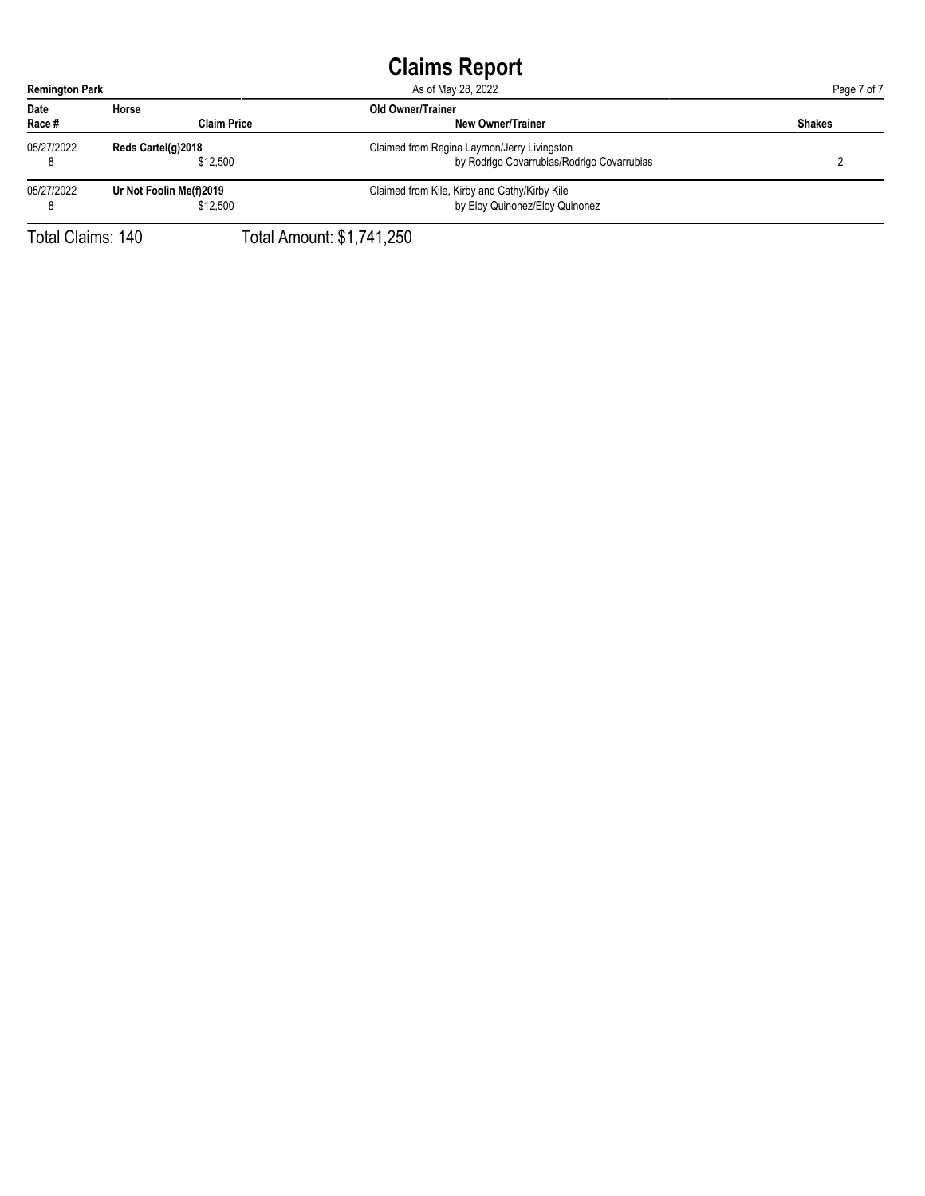# Claims Report

**Remington Park** As of May 28, 2022

| Date / Race # | Horse / Claim Price | Old Owner/Trainer / New Owner/Trainer | Shakes |
|---|---|---|---|
| 05/27/2022<br>8 | **Reds Cartel(g)2018**<br>$12,500 | Claimed from Regina Laymon/Jerry Livingston<br>by Rodrigo Covarrubias/Rodrigo Covarrubias | 2 |
| 05/27/2022<br>8 | **Ur Not Foolin Me(f)2019**<br>$12,500 | Claimed from Kile, Kirby and Cathy/Kirby Kile<br>by Eloy Quinonez/Eloy Quinonez | |

Total Claims: 140 Total Amount: $1,741,250